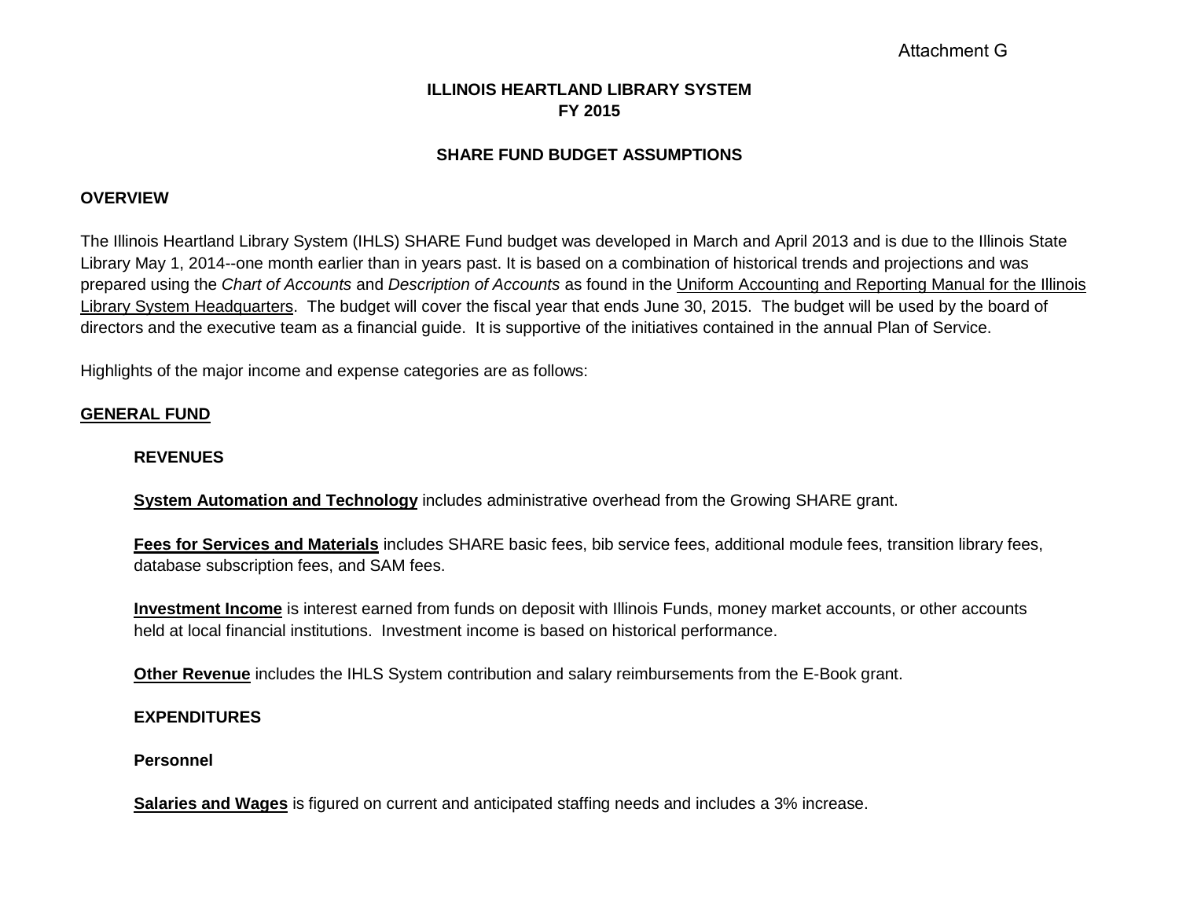Attachment G

# ILLINOIS HEARTLAND LIBRARY SYSTEM
# FY 2015

## SHARE FUND BUDGET ASSUMPTIONS

### OVERVIEW

The Illinois Heartland Library System (IHLS) SHARE Fund budget was developed in March and April 2013 and is due to the Illinois State Library May 1, 2014--one month earlier than in years past. It is based on a combination of historical trends and projections and was prepared using the *Chart of Accounts* and *Description of Accounts* as found in the Uniform Accounting and Reporting Manual for the Illinois Library System Headquarters. The budget will cover the fiscal year that ends June 30, 2015. The budget will be used by the board of directors and the executive team as a financial guide. It is supportive of the initiatives contained in the annual Plan of Service.

Highlights of the major income and expense categories are as follows:

### GENERAL FUND

#### REVENUES

**System Automation and Technology** includes administrative overhead from the Growing SHARE grant.

**Fees for Services and Materials** includes SHARE basic fees, bib service fees, additional module fees, transition library fees, database subscription fees, and SAM fees.

**Investment Income** is interest earned from funds on deposit with Illinois Funds, money market accounts, or other accounts held at local financial institutions. Investment income is based on historical performance.

**Other Revenue** includes the IHLS System contribution and salary reimbursements from the E-Book grant.

#### EXPENDITURES

**Personnel**

**Salaries and Wages** is figured on current and anticipated staffing needs and includes a 3% increase.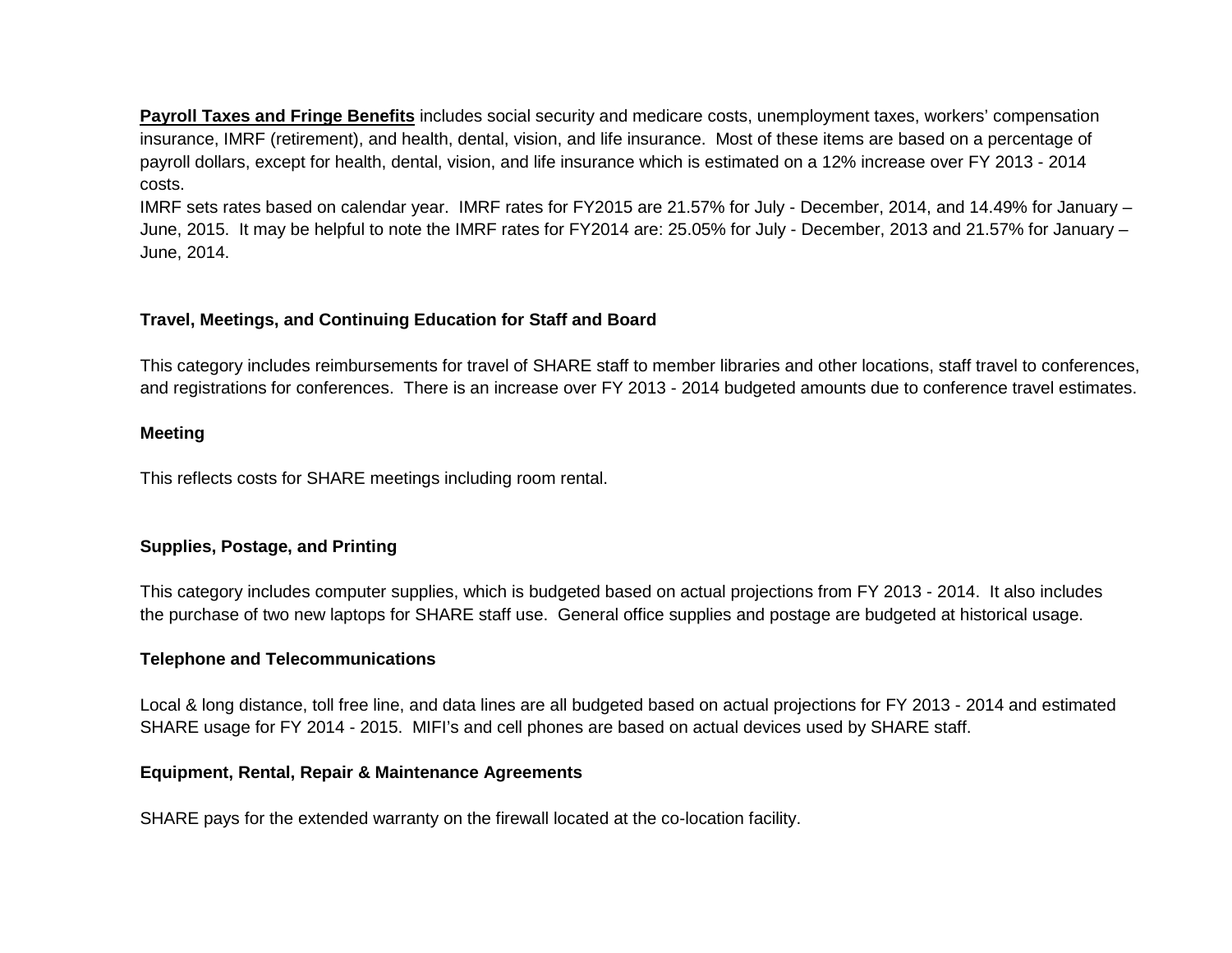**Payroll Taxes and Fringe Benefits** includes social security and medicare costs, unemployment taxes, workers' compensation insurance, IMRF (retirement), and health, dental, vision, and life insurance. Most of these items are based on a percentage of payroll dollars, except for health, dental, vision, and life insurance which is estimated on a 12% increase over FY 2013 - 2014 costs.
IMRF sets rates based on calendar year. IMRF rates for FY2015 are 21.57% for July - December, 2014, and 14.49% for January – June, 2015. It may be helpful to note the IMRF rates for FY2014 are: 25.05% for July - December, 2013 and 21.57% for January – June, 2014.

**Travel, Meetings, and Continuing Education for Staff and Board**

This category includes reimbursements for travel of SHARE staff to member libraries and other locations, staff travel to conferences, and registrations for conferences. There is an increase over FY 2013 - 2014 budgeted amounts due to conference travel estimates.

**Meeting**

This reflects costs for SHARE meetings including room rental.

**Supplies, Postage, and Printing**

This category includes computer supplies, which is budgeted based on actual projections from FY 2013 - 2014. It also includes the purchase of two new laptops for SHARE staff use. General office supplies and postage are budgeted at historical usage.

**Telephone and Telecommunications**

Local & long distance, toll free line, and data lines are all budgeted based on actual projections for FY 2013 - 2014 and estimated SHARE usage for FY 2014 - 2015. MIFI's and cell phones are based on actual devices used by SHARE staff.

**Equipment, Rental, Repair & Maintenance Agreements**

SHARE pays for the extended warranty on the firewall located at the co-location facility.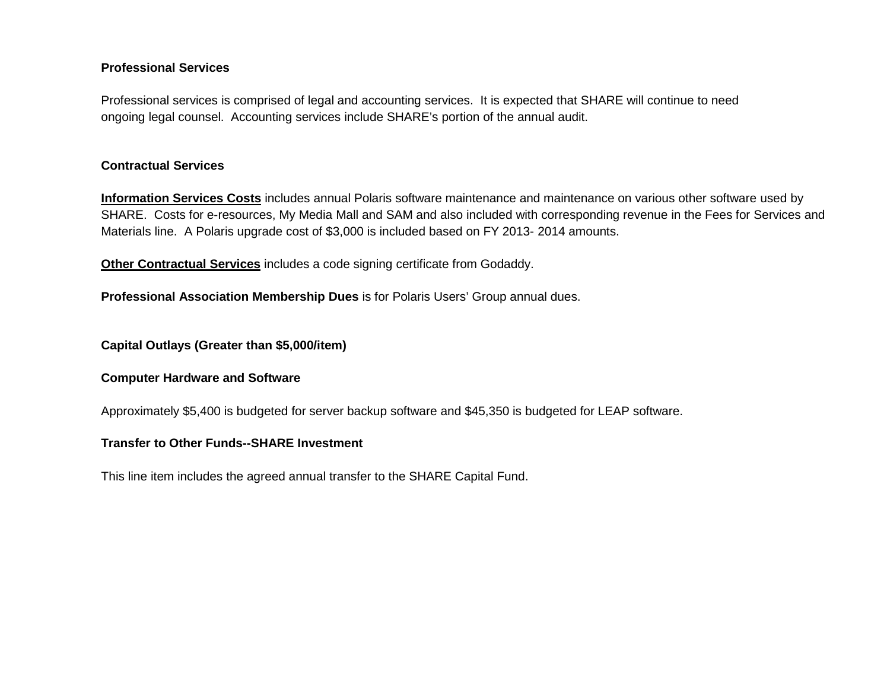**Professional Services**

Professional services is comprised of legal and accounting services. It is expected that SHARE will continue to need ongoing legal counsel. Accounting services include SHARE's portion of the annual audit.

**Contractual Services**

**Information Services Costs** includes annual Polaris software maintenance and maintenance on various other software used by SHARE. Costs for e-resources, My Media Mall and SAM and also included with corresponding revenue in the Fees for Services and Materials line. A Polaris upgrade cost of $3,000 is included based on FY 2013- 2014 amounts.

**Other Contractual Services** includes a code signing certificate from Godaddy.

**Professional Association Membership Dues** is for Polaris Users' Group annual dues.

**Capital Outlays (Greater than $5,000/item)**

**Computer Hardware and Software**

Approximately $5,400 is budgeted for server backup software and $45,350 is budgeted for LEAP software.

**Transfer to Other Funds--SHARE Investment**

This line item includes the agreed annual transfer to the SHARE Capital Fund.